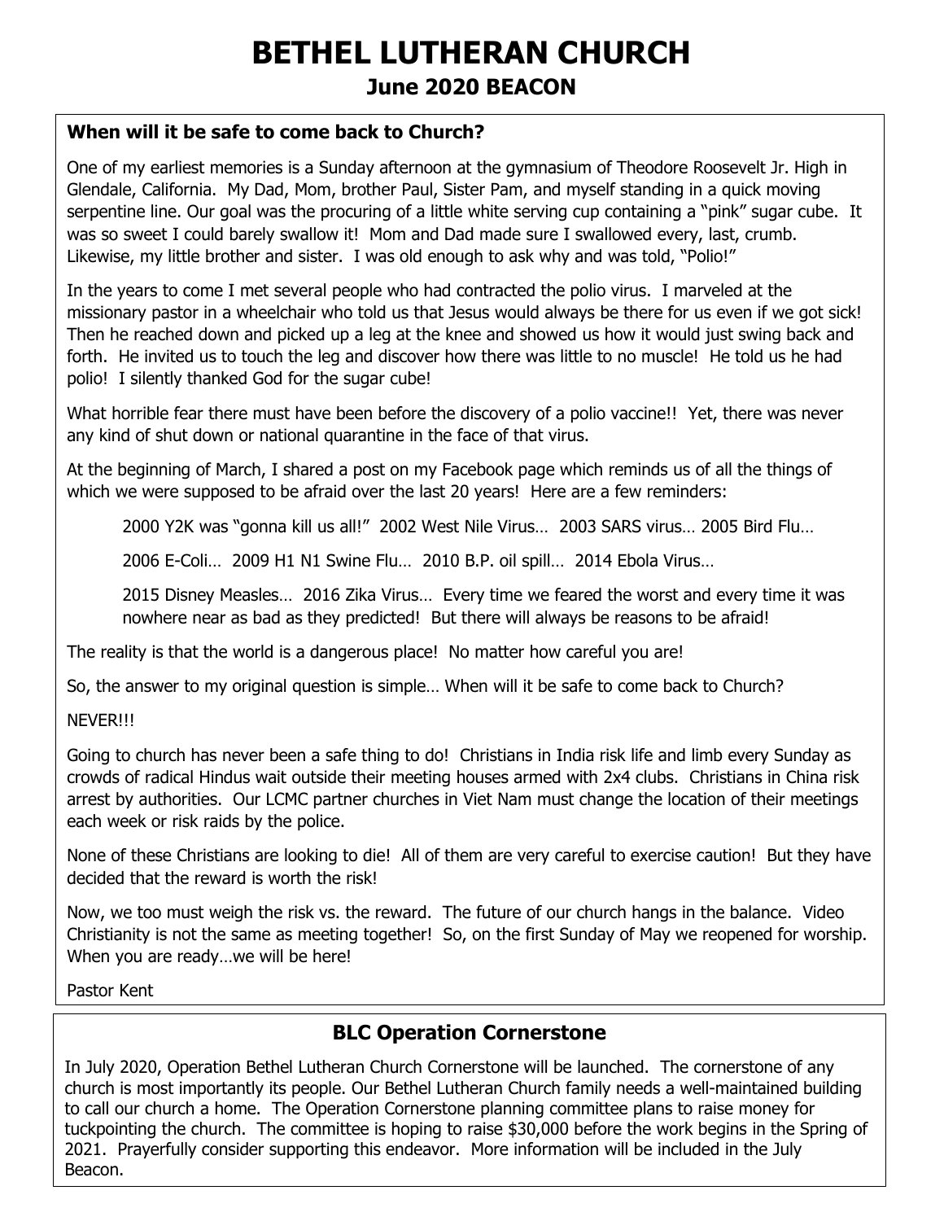# BETHEL LUTHERAN CHURCH

## June 2020 BEACON

### When will it be safe to come back to Church?

One of my earliest memories is a Sunday afternoon at the gymnasium of Theodore Roosevelt Jr. High in Glendale, California. My Dad, Mom, brother Paul, Sister Pam, and myself standing in a quick moving serpentine line. Our goal was the procuring of a little white serving cup containing a "pink" sugar cube. It was so sweet I could barely swallow it! Mom and Dad made sure I swallowed every, last, crumb. Likewise, my little brother and sister. I was old enough to ask why and was told, "Polio!"

In the years to come I met several people who had contracted the polio virus. I marveled at the missionary pastor in a wheelchair who told us that Jesus would always be there for us even if we got sick! Then he reached down and picked up a leg at the knee and showed us how it would just swing back and forth. He invited us to touch the leg and discover how there was little to no muscle! He told us he had polio! I silently thanked God for the sugar cube!

What horrible fear there must have been before the discovery of a polio vaccine!! Yet, there was never any kind of shut down or national quarantine in the face of that virus.

At the beginning of March, I shared a post on my Facebook page which reminds us of all the things of which we were supposed to be afraid over the last 20 years! Here are a few reminders:

> 2000 Y2K was "gonna kill us all!" 2002 West Nile Virus… 2003 SARS virus… 2005 Bird Flu…
>
> 2006 E-Coli… 2009 H1 N1 Swine Flu… 2010 B.P. oil spill… 2014 Ebola Virus…
>
> 2015 Disney Measles… 2016 Zika Virus… Every time we feared the worst and every time it was nowhere near as bad as they predicted! But there will always be reasons to be afraid!

The reality is that the world is a dangerous place! No matter how careful you are!

So, the answer to my original question is simple… When will it be safe to come back to Church?

NEVER!!!

Going to church has never been a safe thing to do! Christians in India risk life and limb every Sunday as crowds of radical Hindus wait outside their meeting houses armed with 2x4 clubs. Christians in China risk arrest by authorities. Our LCMC partner churches in Viet Nam must change the location of their meetings each week or risk raids by the police.

None of these Christians are looking to die! All of them are very careful to exercise caution! But they have decided that the reward is worth the risk!

Now, we too must weigh the risk vs. the reward. The future of our church hangs in the balance. Video Christianity is not the same as meeting together! So, on the first Sunday of May we reopened for worship. When you are ready…we will be here!

Pastor Kent

### BLC Operation Cornerstone

In July 2020, Operation Bethel Lutheran Church Cornerstone will be launched. The cornerstone of any church is most importantly its people. Our Bethel Lutheran Church family needs a well-maintained building to call our church a home. The Operation Cornerstone planning committee plans to raise money for tuckpointing the church. The committee is hoping to raise $30,000 before the work begins in the Spring of 2021. Prayerfully consider supporting this endeavor. More information will be included in the July Beacon.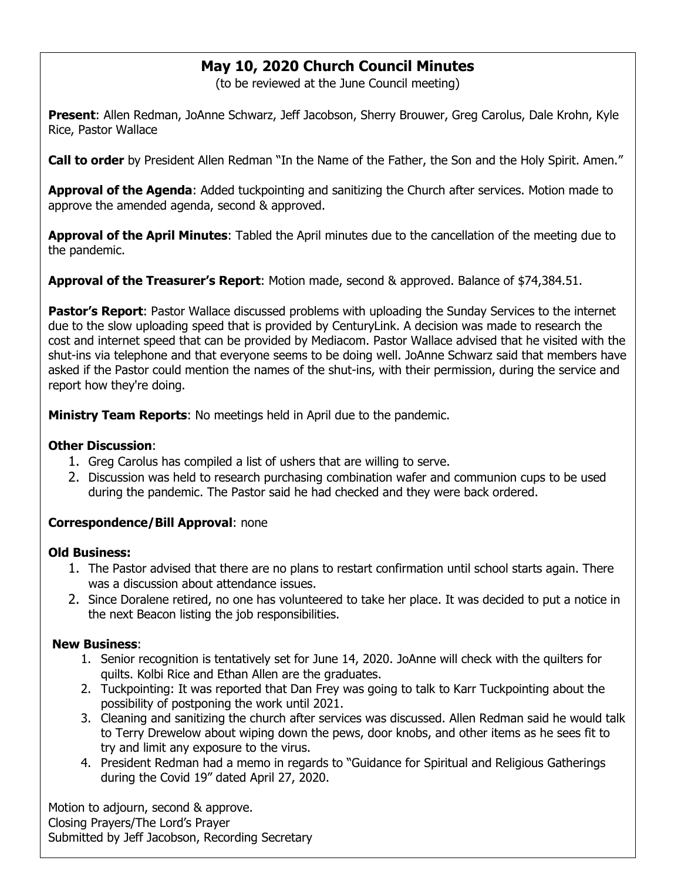# May 10, 2020 Church Council Minutes

(to be reviewed at the June Council meeting)

**Present**: Allen Redman, JoAnne Schwarz, Jeff Jacobson, Sherry Brouwer, Greg Carolus, Dale Krohn, Kyle Rice, Pastor Wallace

**Call to order** by President Allen Redman "In the Name of the Father, the Son and the Holy Spirit. Amen."

**Approval of the Agenda**: Added tuckpointing and sanitizing the Church after services. Motion made to approve the amended agenda, second & approved.

**Approval of the April Minutes**: Tabled the April minutes due to the cancellation of the meeting due to the pandemic.

**Approval of the Treasurer's Report**: Motion made, second & approved. Balance of $74,384.51.

**Pastor's Report**: Pastor Wallace discussed problems with uploading the Sunday Services to the internet due to the slow uploading speed that is provided by CenturyLink. A decision was made to research the cost and internet speed that can be provided by Mediacom. Pastor Wallace advised that he visited with the shut-ins via telephone and that everyone seems to be doing well. JoAnne Schwarz said that members have asked if the Pastor could mention the names of the shut-ins, with their permission, during the service and report how they're doing.

**Ministry Team Reports**: No meetings held in April due to the pandemic.

**Other Discussion**:

1. Greg Carolus has compiled a list of ushers that are willing to serve.
2. Discussion was held to research purchasing combination wafer and communion cups to be used during the pandemic. The Pastor said he had checked and they were back ordered.

**Correspondence/Bill Approval**: none

**Old Business:**

1. The Pastor advised that there are no plans to restart confirmation until school starts again. There was a discussion about attendance issues.
2. Since Doralene retired, no one has volunteered to take her place. It was decided to put a notice in the next Beacon listing the job responsibilities.

**New Business**:

1. Senior recognition is tentatively set for June 14, 2020. JoAnne will check with the quilters for quilts. Kolbi Rice and Ethan Allen are the graduates.
2. Tuckpointing: It was reported that Dan Frey was going to talk to Karr Tuckpointing about the possibility of postponing the work until 2021.
3. Cleaning and sanitizing the church after services was discussed. Allen Redman said he would talk to Terry Drewelow about wiping down the pews, door knobs, and other items as he sees fit to try and limit any exposure to the virus.
4. President Redman had a memo in regards to "Guidance for Spiritual and Religious Gatherings during the Covid 19" dated April 27, 2020.

Motion to adjourn, second & approve.
Closing Prayers/The Lord's Prayer
Submitted by Jeff Jacobson, Recording Secretary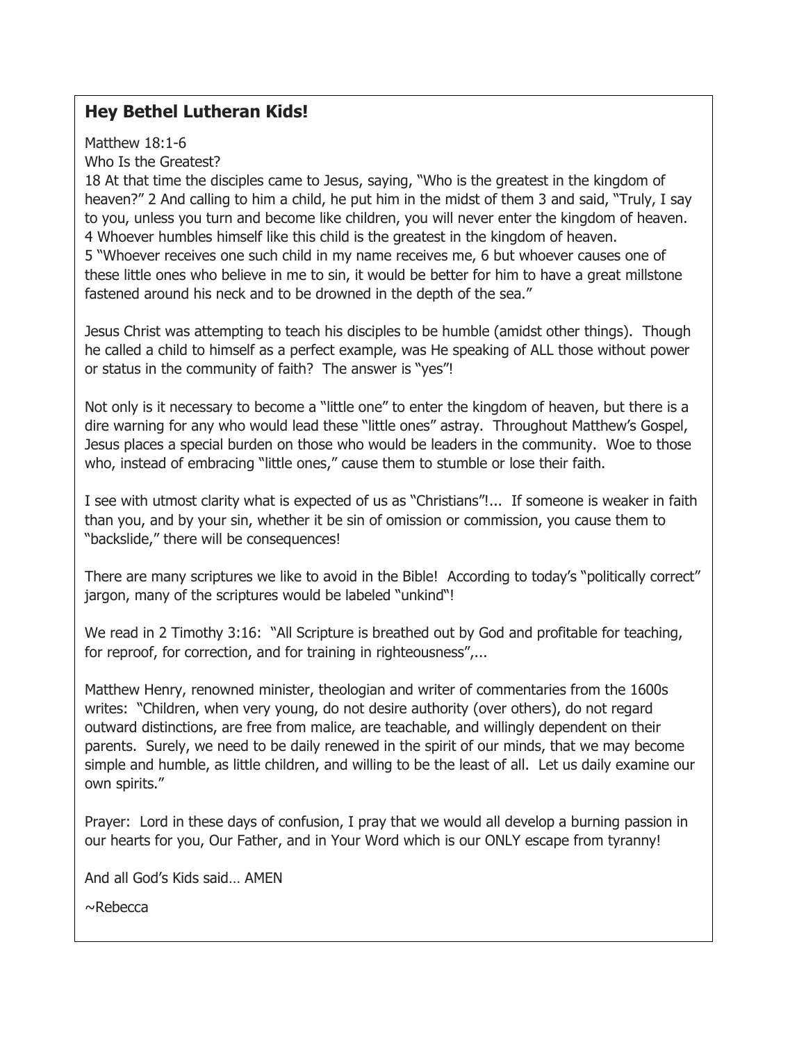## Hey Bethel Lutheran Kids!

Matthew 18:1-6

Who Is the Greatest?

18 At that time the disciples came to Jesus, saying, "Who is the greatest in the kingdom of heaven?" 2 And calling to him a child, he put him in the midst of them 3 and said, "Truly, I say to you, unless you turn and become like children, you will never enter the kingdom of heaven. 4 Whoever humbles himself like this child is the greatest in the kingdom of heaven. 5 "Whoever receives one such child in my name receives me, 6 but whoever causes one of these little ones who believe in me to sin, it would be better for him to have a great millstone fastened around his neck and to be drowned in the depth of the sea."

Jesus Christ was attempting to teach his disciples to be humble (amidst other things). Though he called a child to himself as a perfect example, was He speaking of ALL those without power or status in the community of faith? The answer is "yes"!

Not only is it necessary to become a "little one" to enter the kingdom of heaven, but there is a dire warning for any who would lead these "little ones" astray. Throughout Matthew's Gospel, Jesus places a special burden on those who would be leaders in the community. Woe to those who, instead of embracing "little ones," cause them to stumble or lose their faith.

I see with utmost clarity what is expected of us as "Christians"!... If someone is weaker in faith than you, and by your sin, whether it be sin of omission or commission, you cause them to "backslide," there will be consequences!

There are many scriptures we like to avoid in the Bible! According to today's "politically correct" jargon, many of the scriptures would be labeled "unkind"!

We read in 2 Timothy 3:16: "All Scripture is breathed out by God and profitable for teaching, for reproof, for correction, and for training in righteousness",...

Matthew Henry, renowned minister, theologian and writer of commentaries from the 1600s writes: "Children, when very young, do not desire authority (over others), do not regard outward distinctions, are free from malice, are teachable, and willingly dependent on their parents. Surely, we need to be daily renewed in the spirit of our minds, that we may become simple and humble, as little children, and willing to be the least of all. Let us daily examine our own spirits."

Prayer: Lord in these days of confusion, I pray that we would all develop a burning passion in our hearts for you, Our Father, and in Your Word which is our ONLY escape from tyranny!

And all God's Kids said… AMEN

~Rebecca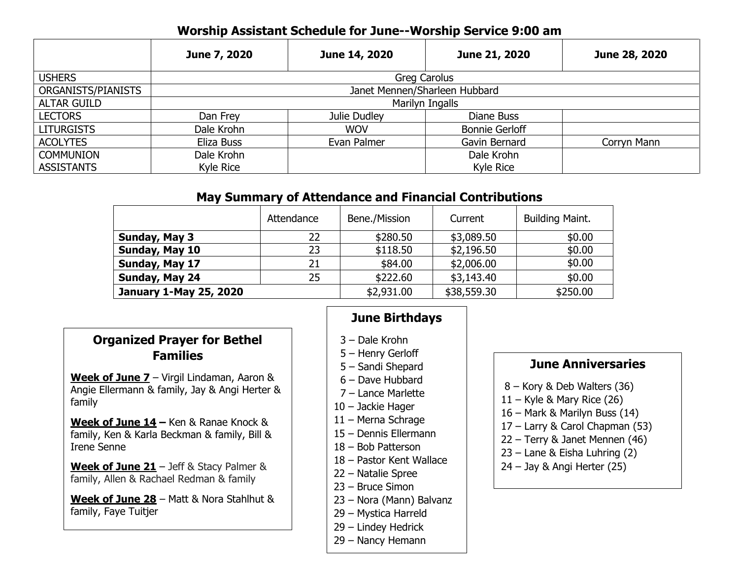## Worship Assistant Schedule for June--Worship Service 9:00 am

| | June 7, 2020 | June 14, 2020 | June 21, 2020 | June 28, 2020 |
|---|---|---|---|---|
| USHERS | Greg Carolus | | | |
| ORGANISTS/PIANISTS | Janet Mennen/Sharleen Hubbard | | | |
| ALTAR GUILD | Marilyn Ingalls | | | |
| LECTORS | Dan Frey | Julie Dudley | Diane Buss | |
| LITURGISTS | Dale Krohn | WOV | Bonnie Gerloff | |
| ACOLYTES | Eliza Buss | Evan Palmer | Gavin Bernard | Corryn Mann |
| COMMUNION ASSISTANTS | Dale Krohn Kyle Rice | | Dale Krohn Kyle Rice | |

## May Summary of Attendance and Financial Contributions

| | Attendance | Bene./Mission | Current | Building Maint. |
|---|---|---|---|---|
| **Sunday, May 3** | 22 | $280.50 | $3,089.50 | $0.00 |
| **Sunday, May 10** | 23 | $118.50 | $2,196.50 | $0.00 |
| **Sunday, May 17** | 21 | $84.00 | $2,006.00 | $0.00 |
| **Sunday, May 24** | 25 | $222.60 | $3,143.40 | $0.00 |
| **January 1-May 25, 2020** | | $2,931.00 | $38,559.30 | $250.00 |

### Organized Prayer for Bethel Families

**Week of June 7** – Virgil Lindaman, Aaron & Angie Ellermann & family, Jay & Angi Herter & family

**Week of June 14 –** Ken & Ranae Knock & family, Ken & Karla Beckman & family, Bill & Irene Senne

**Week of June 21** – Jeff & Stacy Palmer & family, Allen & Rachael Redman & family

**Week of June 28** – Matt & Nora Stahlhut & family, Faye Tuitjer

### June Birthdays

3 – Dale Krohn
5 – Henry Gerloff
5 – Sandi Shepard
6 – Dave Hubbard
7 – Lance Marlette
10 – Jackie Hager
11 – Merna Schrage
15 – Dennis Ellermann
18 – Bob Patterson
18 – Pastor Kent Wallace
22 – Natalie Spree
23 – Bruce Simon
23 – Nora (Mann) Balvanz
29 – Mystica Harreld
29 – Lindey Hedrick
29 – Nancy Hemann

### June Anniversaries

8 – Kory & Deb Walters (36)
11 – Kyle & Mary Rice (26)
16 – Mark & Marilyn Buss (14)
17 – Larry & Carol Chapman (53)
22 – Terry & Janet Mennen (46)
23 – Lane & Eisha Luhring (2)
24 – Jay & Angi Herter (25)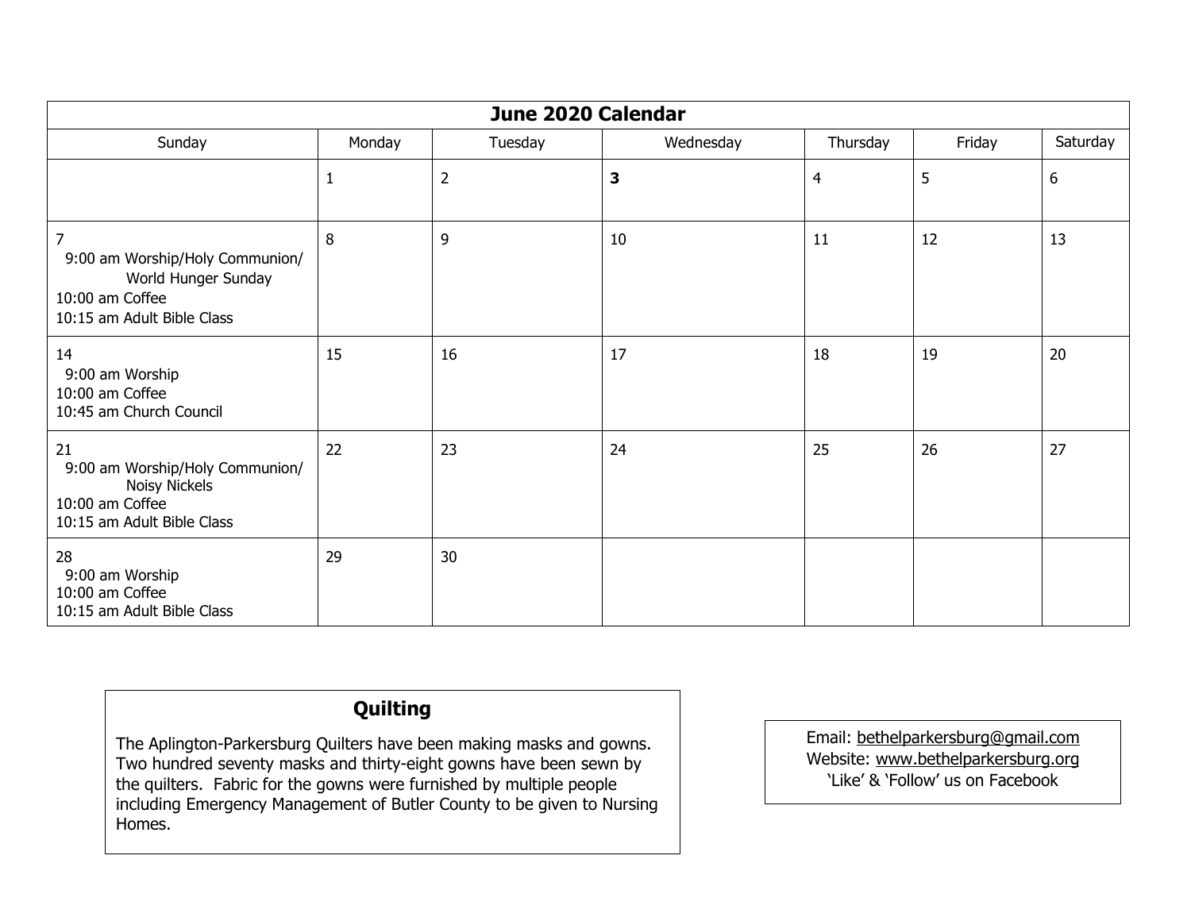| June 2020 Calendar | | | | | | |
|---|---|---|---|---|---|---|
| Sunday | Monday | Tuesday | Wednesday | Thursday | Friday | Saturday |
| | 1 | 2 | **3** | 4 | 5 | 6 |
| 7<br>9:00 am Worship/Holy Communion/<br>World Hunger Sunday<br>10:00 am Coffee<br>10:15 am Adult Bible Class | 8 | 9 | 10 | 11 | 12 | 13 |
| 14<br>9:00 am Worship<br>10:00 am Coffee<br>10:45 am Church Council | 15 | 16 | 17 | 18 | 19 | 20 |
| 21<br>9:00 am Worship/Holy Communion/<br>Noisy Nickels<br>10:00 am Coffee<br>10:15 am Adult Bible Class | 22 | 23 | 24 | 25 | 26 | 27 |
| 28<br>9:00 am Worship<br>10:00 am Coffee<br>10:15 am Adult Bible Class | 29 | 30 | | | | |

## Quilting

The Aplington-Parkersburg Quilters have been making masks and gowns. Two hundred seventy masks and thirty-eight gowns have been sewn by the quilters. Fabric for the gowns were furnished by multiple people including Emergency Management of Butler County to be given to Nursing Homes.

Email: bethelparkersburg@gmail.com
Website: www.bethelparkersburg.org
'Like' & 'Follow' us on Facebook